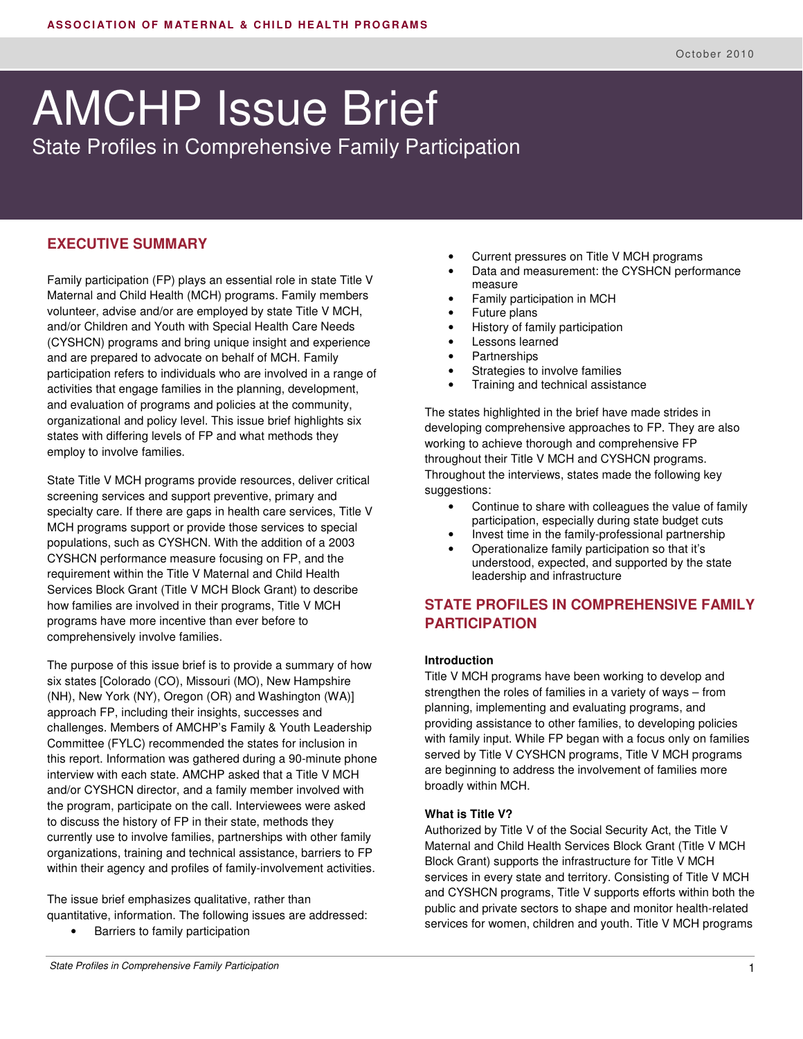ASSOCIATION OF MATERNAL & CHILD HEALTH PROGRAMS

October 2010

# AMCHP Issue Brief

State Profiles in Comprehensive Family Participation

## EXECUTIVE SUMMARY

Family participation (FP) plays an essential role in state Title V Maternal and Child Health (MCH) programs. Family members volunteer, advise and/or are employed by state Title V MCH, and/or Children and Youth with Special Health Care Needs (CYSHCN) programs and bring unique insight and experience and are prepared to advocate on behalf of MCH. Family participation refers to individuals who are involved in a range of activities that engage families in the planning, development, and evaluation of programs and policies at the community, organizational and policy level. This issue brief highlights six states with differing levels of FP and what methods they employ to involve families.

State Title V MCH programs provide resources, deliver critical screening services and support preventive, primary and specialty care. If there are gaps in health care services, Title V MCH programs support or provide those services to special populations, such as CYSHCN. With the addition of a 2003 CYSHCN performance measure focusing on FP, and the requirement within the Title V Maternal and Child Health Services Block Grant (Title V MCH Block Grant) to describe how families are involved in their programs, Title V MCH programs have more incentive than ever before to comprehensively involve families.

The purpose of this issue brief is to provide a summary of how six states [Colorado (CO), Missouri (MO), New Hampshire (NH), New York (NY), Oregon (OR) and Washington (WA)] approach FP, including their insights, successes and challenges. Members of AMCHP's Family & Youth Leadership Committee (FYLC) recommended the states for inclusion in this report. Information was gathered during a 90-minute phone interview with each state. AMCHP asked that a Title V MCH and/or CYSHCN director, and a family member involved with the program, participate on the call. Interviewees were asked to discuss the history of FP in their state, methods they currently use to involve families, partnerships with other family organizations, training and technical assistance, barriers to FP within their agency and profiles of family-involvement activities.

The issue brief emphasizes qualitative, rather than quantitative, information. The following issues are addressed:

- Barriers to family participation
- Current pressures on Title V MCH programs
- Data and measurement: the CYSHCN performance measure
- Family participation in MCH
- Future plans
- History of family participation
- Lessons learned
- Partnerships
- Strategies to involve families
- Training and technical assistance

The states highlighted in the brief have made strides in developing comprehensive approaches to FP. They are also working to achieve thorough and comprehensive FP throughout their Title V MCH and CYSHCN programs. Throughout the interviews, states made the following key suggestions:

- Continue to share with colleagues the value of family participation, especially during state budget cuts
- Invest time in the family-professional partnership
- Operationalize family participation so that it's understood, expected, and supported by the state leadership and infrastructure

## STATE PROFILES IN COMPREHENSIVE FAMILY PARTICIPATION

### Introduction

Title V MCH programs have been working to develop and strengthen the roles of families in a variety of ways – from planning, implementing and evaluating programs, and providing assistance to other families, to developing policies with family input. While FP began with a focus only on families served by Title V CYSHCN programs, Title V MCH programs are beginning to address the involvement of families more broadly within MCH.

### What is Title V?

Authorized by Title V of the Social Security Act, the Title V Maternal and Child Health Services Block Grant (Title V MCH Block Grant) supports the infrastructure for Title V MCH services in every state and territory. Consisting of Title V MCH and CYSHCN programs, Title V supports efforts within both the public and private sectors to shape and monitor health-related services for women, children and youth. Title V MCH programs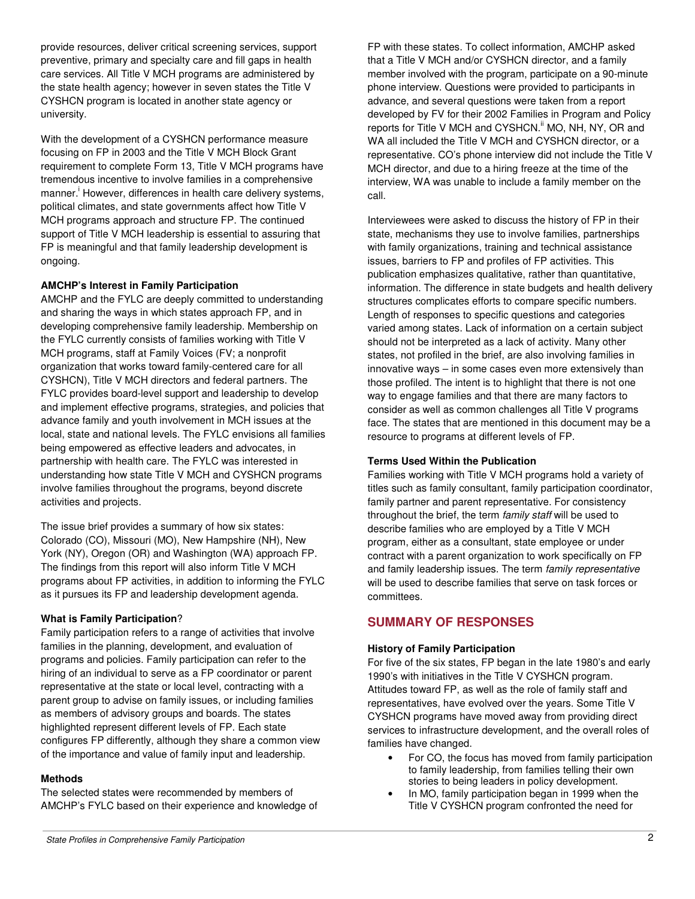provide resources, deliver critical screening services, support preventive, primary and specialty care and fill gaps in health care services. All Title V MCH programs are administered by the state health agency; however in seven states the Title V CYSHCN program is located in another state agency or university.

With the development of a CYSHCN performance measure focusing on FP in 2003 and the Title V MCH Block Grant requirement to complete Form 13, Title V MCH programs have tremendous incentive to involve families in a comprehensive manner.[i] However, differences in health care delivery systems, political climates, and state governments affect how Title V MCH programs approach and structure FP. The continued support of Title V MCH leadership is essential to assuring that FP is meaningful and that family leadership development is ongoing.

**AMCHP's Interest in Family Participation**

AMCHP and the FYLC are deeply committed to understanding and sharing the ways in which states approach FP, and in developing comprehensive family leadership. Membership on the FYLC currently consists of families working with Title V MCH programs, staff at Family Voices (FV; a nonprofit organization that works toward family-centered care for all CYSHCN), Title V MCH directors and federal partners. The FYLC provides board-level support and leadership to develop and implement effective programs, strategies, and policies that advance family and youth involvement in MCH issues at the local, state and national levels. The FYLC envisions all families being empowered as effective leaders and advocates, in partnership with health care. The FYLC was interested in understanding how state Title V MCH and CYSHCN programs involve families throughout the programs, beyond discrete activities and projects.

The issue brief provides a summary of how six states: Colorado (CO), Missouri (MO), New Hampshire (NH), New York (NY), Oregon (OR) and Washington (WA) approach FP. The findings from this report will also inform Title V MCH programs about FP activities, in addition to informing the FYLC as it pursues its FP and leadership development agenda.

**What is Family Participation?**

Family participation refers to a range of activities that involve families in the planning, development, and evaluation of programs and policies. Family participation can refer to the hiring of an individual to serve as a FP coordinator or parent representative at the state or local level, contracting with a parent group to advise on family issues, or including families as members of advisory groups and boards. The states highlighted represent different levels of FP. Each state configures FP differently, although they share a common view of the importance and value of family input and leadership.

**Methods**

The selected states were recommended by members of AMCHP's FYLC based on their experience and knowledge of FP with these states. To collect information, AMCHP asked that a Title V MCH and/or CYSHCN director, and a family member involved with the program, participate on a 90-minute phone interview. Questions were provided to participants in advance, and several questions were taken from a report developed by FV for their 2002 Families in Program and Policy reports for Title V MCH and CYSHCN.[ii] MO, NH, NY, OR and WA all included the Title V MCH and CYSHCN director, or a representative. CO's phone interview did not include the Title V MCH director, and due to a hiring freeze at the time of the interview, WA was unable to include a family member on the call.

Interviewees were asked to discuss the history of FP in their state, mechanisms they use to involve families, partnerships with family organizations, training and technical assistance issues, barriers to FP and profiles of FP activities. This publication emphasizes qualitative, rather than quantitative, information. The difference in state budgets and health delivery structures complicates efforts to compare specific numbers. Length of responses to specific questions and categories varied among states. Lack of information on a certain subject should not be interpreted as a lack of activity. Many other states, not profiled in the brief, are also involving families in innovative ways – in some cases even more extensively than those profiled. The intent is to highlight that there is not one way to engage families and that there are many factors to consider as well as common challenges all Title V programs face. The states that are mentioned in this document may be a resource to programs at different levels of FP.

**Terms Used Within the Publication**

Families working with Title V MCH programs hold a variety of titles such as family consultant, family participation coordinator, family partner and parent representative. For consistency throughout the brief, the term *family staff* will be used to describe families who are employed by a Title V MCH program, either as a consultant, state employee or under contract with a parent organization to work specifically on FP and family leadership issues. The term *family representative* will be used to describe families that serve on task forces or committees.

## SUMMARY OF RESPONSES

**History of Family Participation**

For five of the six states, FP began in the late 1980's and early 1990's with initiatives in the Title V CYSHCN program. Attitudes toward FP, as well as the role of family staff and representatives, have evolved over the years. Some Title V CYSHCN programs have moved away from providing direct services to infrastructure development, and the overall roles of families have changed.

- For CO, the focus has moved from family participation to family leadership, from families telling their own stories to being leaders in policy development.
- In MO, family participation began in 1999 when the Title V CYSHCN program confronted the need for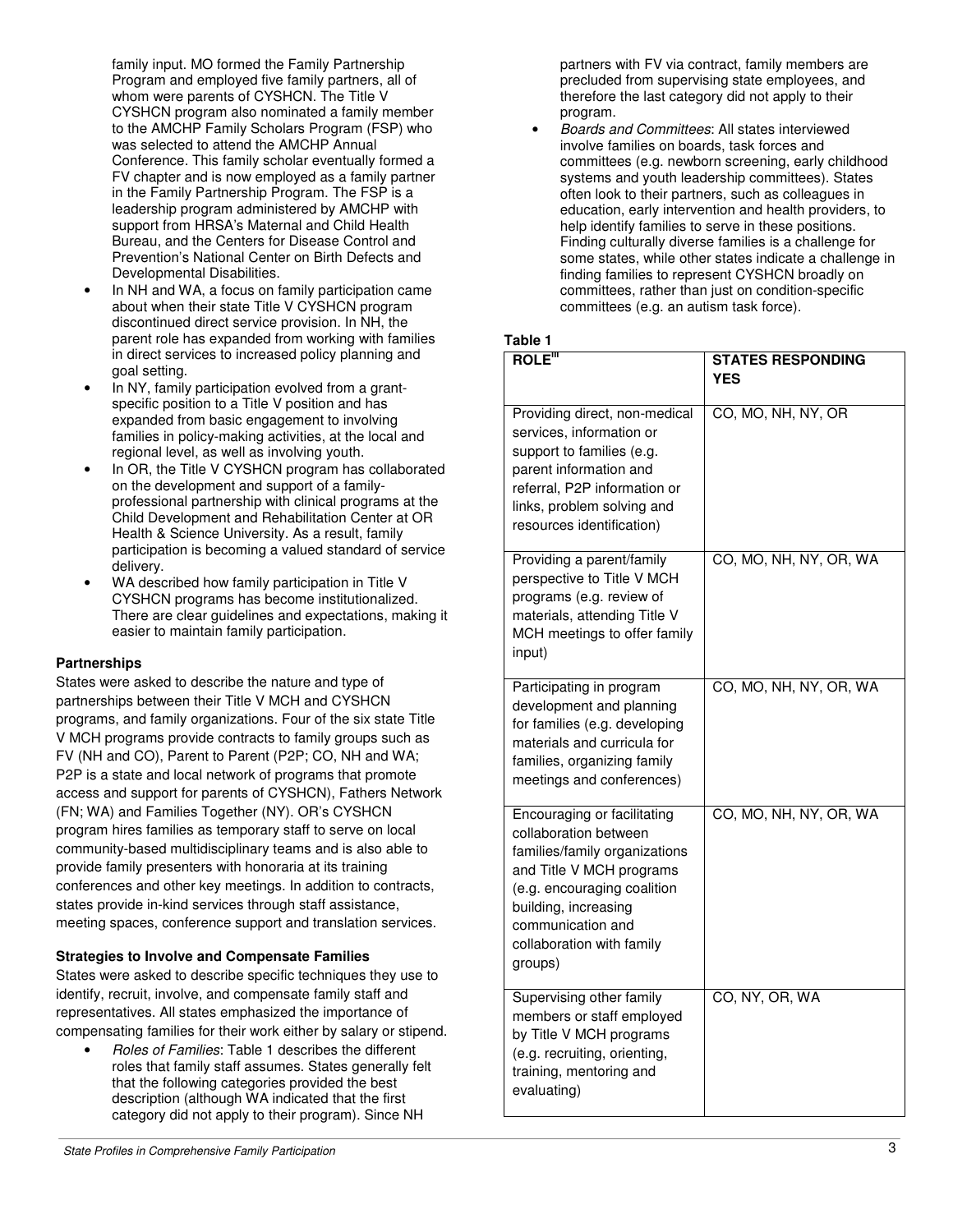family input. MO formed the Family Partnership Program and employed five family partners, all of whom were parents of CYSHCN. The Title V CYSHCN program also nominated a family member to the AMCHP Family Scholars Program (FSP) who was selected to attend the AMCHP Annual Conference. This family scholar eventually formed a FV chapter and is now employed as a family partner in the Family Partnership Program. The FSP is a leadership program administered by AMCHP with support from HRSA's Maternal and Child Health Bureau, and the Centers for Disease Control and Prevention's National Center on Birth Defects and Developmental Disabilities.

- In NH and WA, a focus on family participation came about when their state Title V CYSHCN program discontinued direct service provision. In NH, the parent role has expanded from working with families in direct services to increased policy planning and goal setting.
- In NY, family participation evolved from a grant-specific position to a Title V position and has expanded from basic engagement to involving families in policy-making activities, at the local and regional level, as well as involving youth.
- In OR, the Title V CYSHCN program has collaborated on the development and support of a family-professional partnership with clinical programs at the Child Development and Rehabilitation Center at OR Health & Science University. As a result, family participation is becoming a valued standard of service delivery.
- WA described how family participation in Title V CYSHCN programs has become institutionalized. There are clear guidelines and expectations, making it easier to maintain family participation.

**Partnerships**

States were asked to describe the nature and type of partnerships between their Title V MCH and CYSHCN programs, and family organizations. Four of the six state Title V MCH programs provide contracts to family groups such as FV (NH and CO), Parent to Parent (P2P; CO, NH and WA; P2P is a state and local network of programs that promote access and support for parents of CYSHCN), Fathers Network (FN; WA) and Families Together (NY). OR's CYSHCN program hires families as temporary staff to serve on local community-based multidisciplinary teams and is also able to provide family presenters with honoraria at its training conferences and other key meetings. In addition to contracts, states provide in-kind services through staff assistance, meeting spaces, conference support and translation services.

**Strategies to Involve and Compensate Families**

States were asked to describe specific techniques they use to identify, recruit, involve, and compensate family staff and representatives. All states emphasized the importance of compensating families for their work either by salary or stipend.

- *Roles of Families*: Table 1 describes the different roles that family staff assumes. States generally felt that the following categories provided the best description (although WA indicated that the first category did not apply to their program). Since NH partners with FV via contract, family members are precluded from supervising state employees, and therefore the last category did not apply to their program.
- *Boards and Committees*: All states interviewed involve families on boards, task forces and committees (e.g. newborn screening, early childhood systems and youth leadership committees). States often look to their partners, such as colleagues in education, early intervention and health providers, to help identify families to serve in these positions. Finding culturally diverse families is a challenge for some states, while other states indicate a challenge in finding families to represent CYSHCN broadly on committees, rather than just on condition-specific committees (e.g. an autism task force).

**Table 1**

| ROLE[iii] | STATES RESPONDING YES |
|---|---|
| Providing direct, non-medical services, information or support to families (e.g. parent information and referral, P2P information or links, problem solving and resources identification) | CO, MO, NH, NY, OR |
| Providing a parent/family perspective to Title V MCH programs (e.g. review of materials, attending Title V MCH meetings to offer family input) | CO, MO, NH, NY, OR, WA |
| Participating in program development and planning for families (e.g. developing materials and curricula for families, organizing family meetings and conferences) | CO, MO, NH, NY, OR, WA |
| Encouraging or facilitating collaboration between families/family organizations and Title V MCH programs (e.g. encouraging coalition building, increasing communication and collaboration with family groups) | CO, MO, NH, NY, OR, WA |
| Supervising other family members or staff employed by Title V MCH programs (e.g. recruiting, orienting, training, mentoring and evaluating) | CO, NY, OR, WA |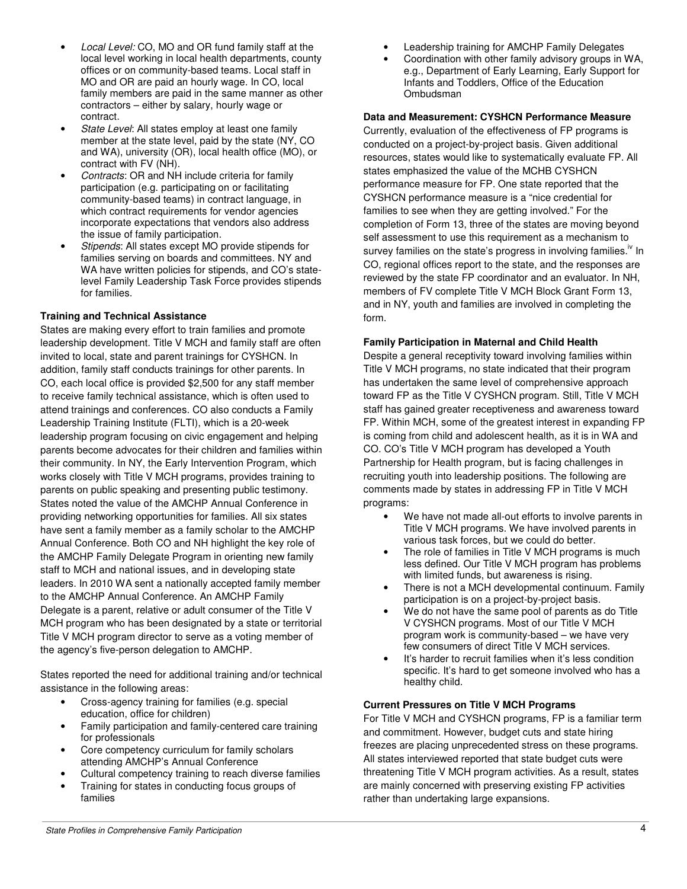- *Local Level:* CO, MO and OR fund family staff at the local level working in local health departments, county offices or on community-based teams. Local staff in MO and OR are paid an hourly wage. In CO, local family members are paid in the same manner as other contractors – either by salary, hourly wage or contract.
- *State Level*: All states employ at least one family member at the state level, paid by the state (NY, CO and WA), university (OR), local health office (MO), or contract with FV (NH).
- *Contracts*: OR and NH include criteria for family participation (e.g. participating on or facilitating community-based teams) in contract language, in which contract requirements for vendor agencies incorporate expectations that vendors also address the issue of family participation.
- *Stipends*: All states except MO provide stipends for families serving on boards and committees. NY and WA have written policies for stipends, and CO's state-level Family Leadership Task Force provides stipends for families.

**Training and Technical Assistance**

States are making every effort to train families and promote leadership development. Title V MCH and family staff are often invited to local, state and parent trainings for CYSHCN. In addition, family staff conducts trainings for other parents. In CO, each local office is provided $2,500 for any staff member to receive family technical assistance, which is often used to attend trainings and conferences. CO also conducts a Family Leadership Training Institute (FLTI), which is a 20-week leadership program focusing on civic engagement and helping parents become advocates for their children and families within their community. In NY, the Early Intervention Program, which works closely with Title V MCH programs, provides training to parents on public speaking and presenting public testimony. States noted the value of the AMCHP Annual Conference in providing networking opportunities for families. All six states have sent a family member as a family scholar to the AMCHP Annual Conference. Both CO and NH highlight the key role of the AMCHP Family Delegate Program in orienting new family staff to MCH and national issues, and in developing state leaders. In 2010 WA sent a nationally accepted family member to the AMCHP Annual Conference. An AMCHP Family Delegate is a parent, relative or adult consumer of the Title V MCH program who has been designated by a state or territorial Title V MCH program director to serve as a voting member of the agency's five-person delegation to AMCHP.

States reported the need for additional training and/or technical assistance in the following areas:

- Cross-agency training for families (e.g. special education, office for children)
- Family participation and family-centered care training for professionals
- Core competency curriculum for family scholars attending AMCHP's Annual Conference
- Cultural competency training to reach diverse families
- Training for states in conducting focus groups of families
- Leadership training for AMCHP Family Delegates
- Coordination with other family advisory groups in WA, e.g., Department of Early Learning, Early Support for Infants and Toddlers, Office of the Education Ombudsman

**Data and Measurement: CYSHCN Performance Measure**

Currently, evaluation of the effectiveness of FP programs is conducted on a project-by-project basis. Given additional resources, states would like to systematically evaluate FP. All states emphasized the value of the MCHB CYSHCN performance measure for FP. One state reported that the CYSHCN performance measure is a "nice credential for families to see when they are getting involved." For the completion of Form 13, three of the states are moving beyond self assessment to use this requirement as a mechanism to survey families on the state's progress in involving families.[iv] In CO, regional offices report to the state, and the responses are reviewed by the state FP coordinator and an evaluator. In NH, members of FV complete Title V MCH Block Grant Form 13, and in NY, youth and families are involved in completing the form.

**Family Participation in Maternal and Child Health**

Despite a general receptivity toward involving families within Title V MCH programs, no state indicated that their program has undertaken the same level of comprehensive approach toward FP as the Title V CYSHCN program. Still, Title V MCH staff has gained greater receptiveness and awareness toward FP. Within MCH, some of the greatest interest in expanding FP is coming from child and adolescent health, as it is in WA and CO. CO's Title V MCH program has developed a Youth Partnership for Health program, but is facing challenges in recruiting youth into leadership positions. The following are comments made by states in addressing FP in Title V MCH programs:

- We have not made all-out efforts to involve parents in Title V MCH programs. We have involved parents in various task forces, but we could do better.
- The role of families in Title V MCH programs is much less defined. Our Title V MCH program has problems with limited funds, but awareness is rising.
- There is not a MCH developmental continuum. Family participation is on a project-by-project basis.
- We do not have the same pool of parents as do Title V CYSHCN programs. Most of our Title V MCH program work is community-based – we have very few consumers of direct Title V MCH services.
- It's harder to recruit families when it's less condition specific. It's hard to get someone involved who has a healthy child.

**Current Pressures on Title V MCH Programs**

For Title V MCH and CYSHCN programs, FP is a familiar term and commitment. However, budget cuts and state hiring freezes are placing unprecedented stress on these programs. All states interviewed reported that state budget cuts were threatening Title V MCH program activities. As a result, states are mainly concerned with preserving existing FP activities rather than undertaking large expansions.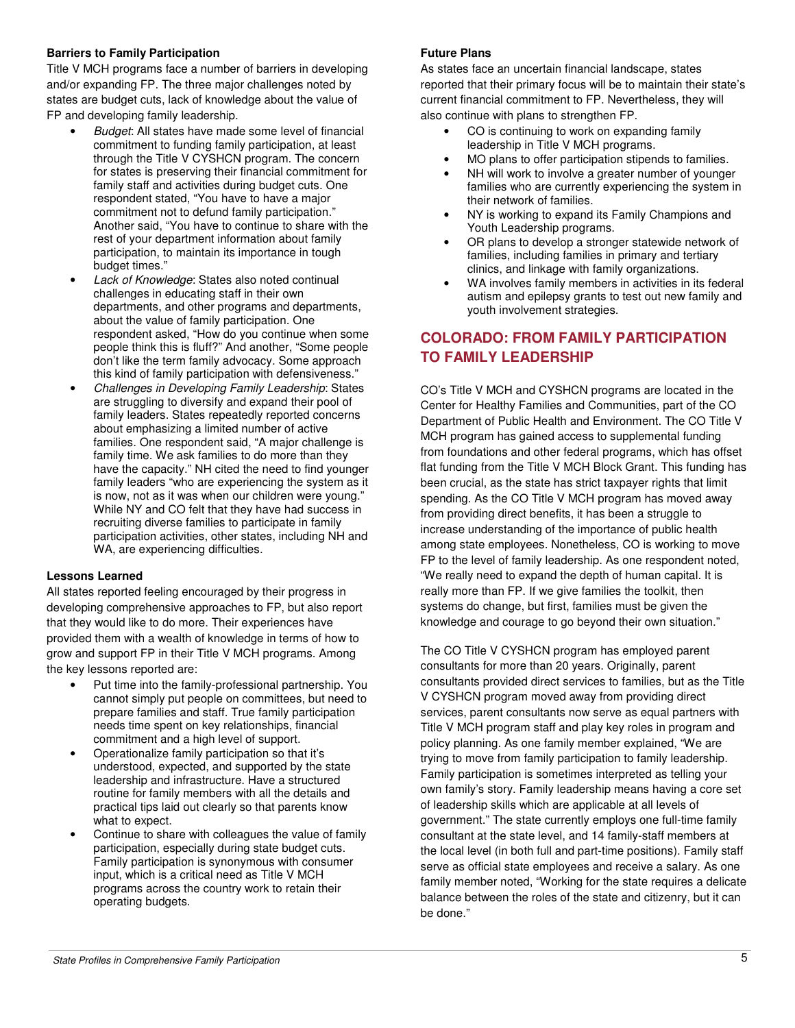### Barriers to Family Participation

Title V MCH programs face a number of barriers in developing and/or expanding FP. The three major challenges noted by states are budget cuts, lack of knowledge about the value of FP and developing family leadership.

- *Budget*: All states have made some level of financial commitment to funding family participation, at least through the Title V CYSHCN program. The concern for states is preserving their financial commitment for family staff and activities during budget cuts. One respondent stated, "You have to have a major commitment not to defund family participation." Another said, "You have to continue to share with the rest of your department information about family participation, to maintain its importance in tough budget times."
- *Lack of Knowledge*: States also noted continual challenges in educating staff in their own departments, and other programs and departments, about the value of family participation. One respondent asked, "How do you continue when some people think this is fluff?" And another, "Some people don't like the term family advocacy. Some approach this kind of family participation with defensiveness."
- *Challenges in Developing Family Leadership*: States are struggling to diversify and expand their pool of family leaders. States repeatedly reported concerns about emphasizing a limited number of active families. One respondent said, "A major challenge is family time. We ask families to do more than they have the capacity." NH cited the need to find younger family leaders "who are experiencing the system as it is now, not as it was when our children were young." While NY and CO felt that they have had success in recruiting diverse families to participate in family participation activities, other states, including NH and WA, are experiencing difficulties.

### Lessons Learned

All states reported feeling encouraged by their progress in developing comprehensive approaches to FP, but also report that they would like to do more. Their experiences have provided them with a wealth of knowledge in terms of how to grow and support FP in their Title V MCH programs. Among the key lessons reported are:

- Put time into the family-professional partnership. You cannot simply put people on committees, but need to prepare families and staff. True family participation needs time spent on key relationships, financial commitment and a high level of support.
- Operationalize family participation so that it's understood, expected, and supported by the state leadership and infrastructure. Have a structured routine for family members with all the details and practical tips laid out clearly so that parents know what to expect.
- Continue to share with colleagues the value of family participation, especially during state budget cuts. Family participation is synonymous with consumer input, which is a critical need as Title V MCH programs across the country work to retain their operating budgets.

### Future Plans

As states face an uncertain financial landscape, states reported that their primary focus will be to maintain their state's current financial commitment to FP. Nevertheless, they will also continue with plans to strengthen FP.

- CO is continuing to work on expanding family leadership in Title V MCH programs.
- MO plans to offer participation stipends to families.
- NH will work to involve a greater number of younger families who are currently experiencing the system in their network of families.
- NY is working to expand its Family Champions and Youth Leadership programs.
- OR plans to develop a stronger statewide network of families, including families in primary and tertiary clinics, and linkage with family organizations.
- WA involves family members in activities in its federal autism and epilepsy grants to test out new family and youth involvement strategies.

## COLORADO: FROM FAMILY PARTICIPATION TO FAMILY LEADERSHIP

CO's Title V MCH and CYSHCN programs are located in the Center for Healthy Families and Communities, part of the CO Department of Public Health and Environment. The CO Title V MCH program has gained access to supplemental funding from foundations and other federal programs, which has offset flat funding from the Title V MCH Block Grant. This funding has been crucial, as the state has strict taxpayer rights that limit spending. As the CO Title V MCH program has moved away from providing direct benefits, it has been a struggle to increase understanding of the importance of public health among state employees. Nonetheless, CO is working to move FP to the level of family leadership. As one respondent noted, "We really need to expand the depth of human capital. It is really more than FP. If we give families the toolkit, then systems do change, but first, families must be given the knowledge and courage to go beyond their own situation."

The CO Title V CYSHCN program has employed parent consultants for more than 20 years. Originally, parent consultants provided direct services to families, but as the Title V CYSHCN program moved away from providing direct services, parent consultants now serve as equal partners with Title V MCH program staff and play key roles in program and policy planning. As one family member explained, "We are trying to move from family participation to family leadership. Family participation is sometimes interpreted as telling your own family's story. Family leadership means having a core set of leadership skills which are applicable at all levels of government." The state currently employs one full-time family consultant at the state level, and 14 family-staff members at the local level (in both full and part-time positions). Family staff serve as official state employees and receive a salary. As one family member noted, "Working for the state requires a delicate balance between the roles of the state and citizenry, but it can be done."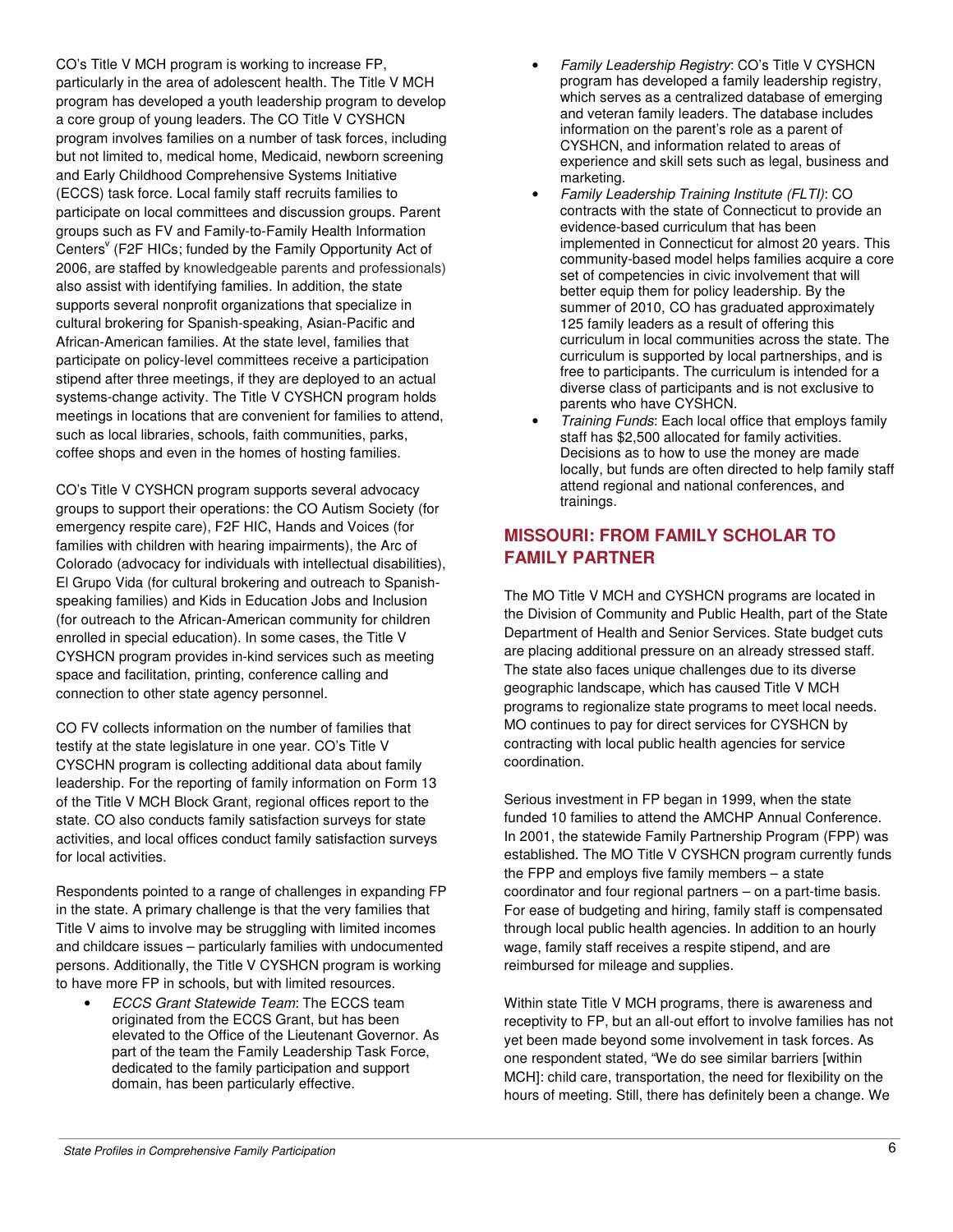CO's Title V MCH program is working to increase FP, particularly in the area of adolescent health. The Title V MCH program has developed a youth leadership program to develop a core group of young leaders. The CO Title V CYSHCN program involves families on a number of task forces, including but not limited to, medical home, Medicaid, newborn screening and Early Childhood Comprehensive Systems Initiative (ECCS) task force. Local family staff recruits families to participate on local committees and discussion groups. Parent groups such as FV and Family-to-Family Health Information Centers[v] (F2F HICs; funded by the Family Opportunity Act of 2006, are staffed by knowledgeable parents and professionals) also assist with identifying families. In addition, the state supports several nonprofit organizations that specialize in cultural brokering for Spanish-speaking, Asian-Pacific and African-American families. At the state level, families that participate on policy-level committees receive a participation stipend after three meetings, if they are deployed to an actual systems-change activity. The Title V CYSHCN program holds meetings in locations that are convenient for families to attend, such as local libraries, schools, faith communities, parks, coffee shops and even in the homes of hosting families.

CO's Title V CYSHCN program supports several advocacy groups to support their operations: the CO Autism Society (for emergency respite care), F2F HIC, Hands and Voices (for families with children with hearing impairments), the Arc of Colorado (advocacy for individuals with intellectual disabilities), El Grupo Vida (for cultural brokering and outreach to Spanish-speaking families) and Kids in Education Jobs and Inclusion (for outreach to the African-American community for children enrolled in special education). In some cases, the Title V CYSHCN program provides in-kind services such as meeting space and facilitation, printing, conference calling and connection to other state agency personnel.

CO FV collects information on the number of families that testify at the state legislature in one year. CO's Title V CYSCHN program is collecting additional data about family leadership. For the reporting of family information on Form 13 of the Title V MCH Block Grant, regional offices report to the state. CO also conducts family satisfaction surveys for state activities, and local offices conduct family satisfaction surveys for local activities.

Respondents pointed to a range of challenges in expanding FP in the state. A primary challenge is that the very families that Title V aims to involve may be struggling with limited incomes and childcare issues – particularly families with undocumented persons. Additionally, the Title V CYSHCN program is working to have more FP in schools, but with limited resources.

- *ECCS Grant Statewide Team*: The ECCS team originated from the ECCS Grant, but has been elevated to the Office of the Lieutenant Governor. As part of the team the Family Leadership Task Force, dedicated to the family participation and support domain, has been particularly effective.
- *Family Leadership Registry*: CO's Title V CYSHCN program has developed a family leadership registry, which serves as a centralized database of emerging and veteran family leaders. The database includes information on the parent's role as a parent of CYSHCN, and information related to areas of experience and skill sets such as legal, business and marketing.
- *Family Leadership Training Institute (FLTI)*: CO contracts with the state of Connecticut to provide an evidence-based curriculum that has been implemented in Connecticut for almost 20 years. This community-based model helps families acquire a core set of competencies in civic involvement that will better equip them for policy leadership. By the summer of 2010, CO has graduated approximately 125 family leaders as a result of offering this curriculum in local communities across the state. The curriculum is supported by local partnerships, and is free to participants. The curriculum is intended for a diverse class of participants and is not exclusive to parents who have CYSHCN.
- *Training Funds*: Each local office that employs family staff has $2,500 allocated for family activities. Decisions as to how to use the money are made locally, but funds are often directed to help family staff attend regional and national conferences, and trainings.

## MISSOURI: FROM FAMILY SCHOLAR TO FAMILY PARTNER

The MO Title V MCH and CYSHCN programs are located in the Division of Community and Public Health, part of the State Department of Health and Senior Services. State budget cuts are placing additional pressure on an already stressed staff. The state also faces unique challenges due to its diverse geographic landscape, which has caused Title V MCH programs to regionalize state programs to meet local needs. MO continues to pay for direct services for CYSHCN by contracting with local public health agencies for service coordination.

Serious investment in FP began in 1999, when the state funded 10 families to attend the AMCHP Annual Conference. In 2001, the statewide Family Partnership Program (FPP) was established. The MO Title V CYSHCN program currently funds the FPP and employs five family members – a state coordinator and four regional partners – on a part-time basis. For ease of budgeting and hiring, family staff is compensated through local public health agencies. In addition to an hourly wage, family staff receives a respite stipend, and are reimbursed for mileage and supplies.

Within state Title V MCH programs, there is awareness and receptivity to FP, but an all-out effort to involve families has not yet been made beyond some involvement in task forces. As one respondent stated, "We do see similar barriers [within MCH]: child care, transportation, the need for flexibility on the hours of meeting. Still, there has definitely been a change. We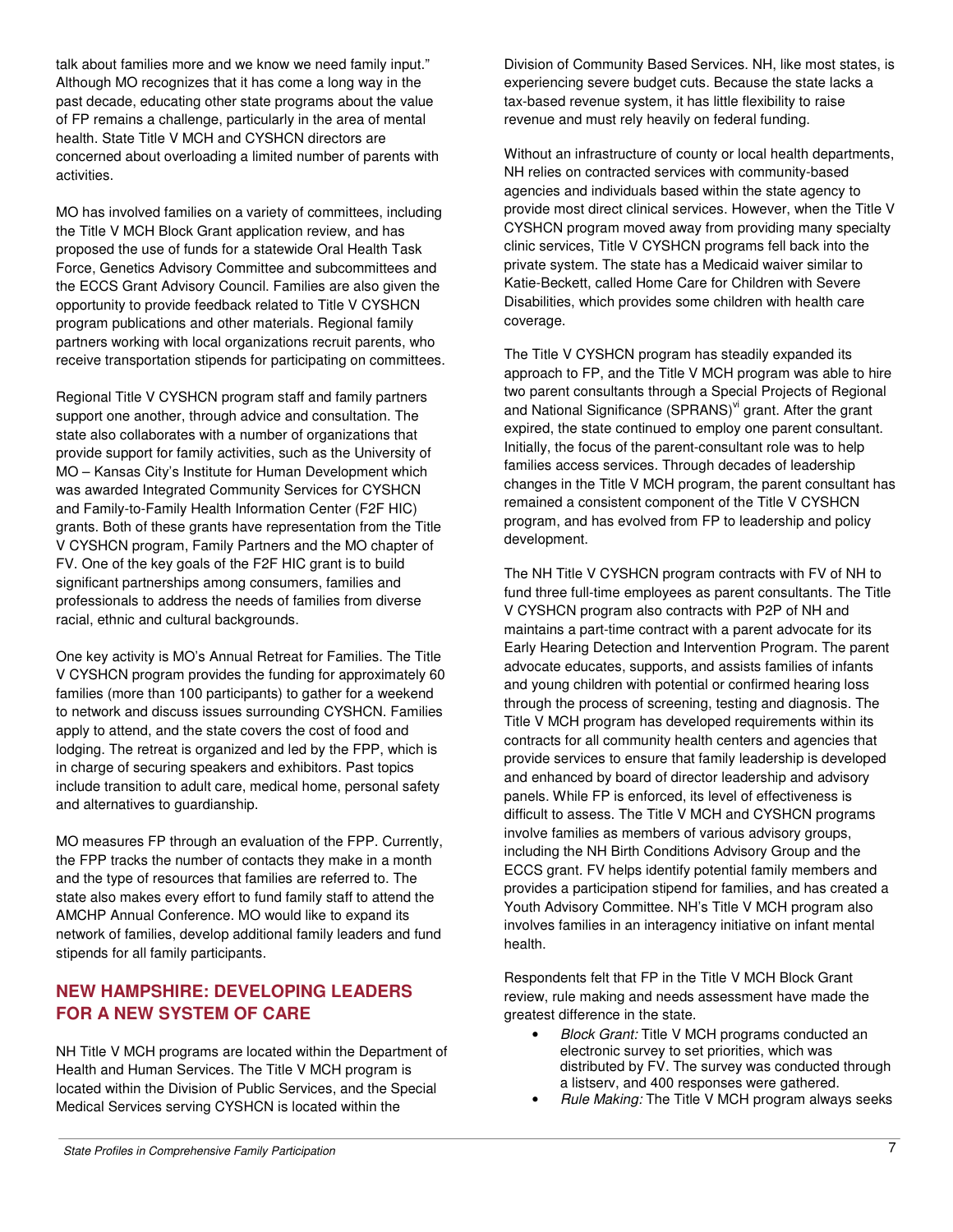talk about families more and we know we need family input." Although MO recognizes that it has come a long way in the past decade, educating other state programs about the value of FP remains a challenge, particularly in the area of mental health. State Title V MCH and CYSHCN directors are concerned about overloading a limited number of parents with activities.

MO has involved families on a variety of committees, including the Title V MCH Block Grant application review, and has proposed the use of funds for a statewide Oral Health Task Force, Genetics Advisory Committee and subcommittees and the ECCS Grant Advisory Council. Families are also given the opportunity to provide feedback related to Title V CYSHCN program publications and other materials. Regional family partners working with local organizations recruit parents, who receive transportation stipends for participating on committees.

Regional Title V CYSHCN program staff and family partners support one another, through advice and consultation. The state also collaborates with a number of organizations that provide support for family activities, such as the University of MO – Kansas City's Institute for Human Development which was awarded Integrated Community Services for CYSHCN and Family-to-Family Health Information Center (F2F HIC) grants. Both of these grants have representation from the Title V CYSHCN program, Family Partners and the MO chapter of FV. One of the key goals of the F2F HIC grant is to build significant partnerships among consumers, families and professionals to address the needs of families from diverse racial, ethnic and cultural backgrounds.

One key activity is MO's Annual Retreat for Families. The Title V CYSHCN program provides the funding for approximately 60 families (more than 100 participants) to gather for a weekend to network and discuss issues surrounding CYSHCN. Families apply to attend, and the state covers the cost of food and lodging. The retreat is organized and led by the FPP, which is in charge of securing speakers and exhibitors. Past topics include transition to adult care, medical home, personal safety and alternatives to guardianship.

MO measures FP through an evaluation of the FPP. Currently, the FPP tracks the number of contacts they make in a month and the type of resources that families are referred to. The state also makes every effort to fund family staff to attend the AMCHP Annual Conference. MO would like to expand its network of families, develop additional family leaders and fund stipends for all family participants.

## NEW HAMPSHIRE: DEVELOPING LEADERS FOR A NEW SYSTEM OF CARE

NH Title V MCH programs are located within the Department of Health and Human Services. The Title V MCH program is located within the Division of Public Services, and the Special Medical Services serving CYSHCN is located within the Division of Community Based Services. NH, like most states, is experiencing severe budget cuts. Because the state lacks a tax-based revenue system, it has little flexibility to raise revenue and must rely heavily on federal funding.

Without an infrastructure of county or local health departments, NH relies on contracted services with community-based agencies and individuals based within the state agency to provide most direct clinical services. However, when the Title V CYSHCN program moved away from providing many specialty clinic services, Title V CYSHCN programs fell back into the private system. The state has a Medicaid waiver similar to Katie-Beckett, called Home Care for Children with Severe Disabilities, which provides some children with health care coverage.

The Title V CYSHCN program has steadily expanded its approach to FP, and the Title V MCH program was able to hire two parent consultants through a Special Projects of Regional and National Significance (SPRANS)[vi] grant. After the grant expired, the state continued to employ one parent consultant. Initially, the focus of the parent-consultant role was to help families access services. Through decades of leadership changes in the Title V MCH program, the parent consultant has remained a consistent component of the Title V CYSHCN program, and has evolved from FP to leadership and policy development.

The NH Title V CYSHCN program contracts with FV of NH to fund three full-time employees as parent consultants. The Title V CYSHCN program also contracts with P2P of NH and maintains a part-time contract with a parent advocate for its Early Hearing Detection and Intervention Program. The parent advocate educates, supports, and assists families of infants and young children with potential or confirmed hearing loss through the process of screening, testing and diagnosis. The Title V MCH program has developed requirements within its contracts for all community health centers and agencies that provide services to ensure that family leadership is developed and enhanced by board of director leadership and advisory panels. While FP is enforced, its level of effectiveness is difficult to assess. The Title V MCH and CYSHCN programs involve families as members of various advisory groups, including the NH Birth Conditions Advisory Group and the ECCS grant. FV helps identify potential family members and provides a participation stipend for families, and has created a Youth Advisory Committee. NH's Title V MCH program also involves families in an interagency initiative on infant mental health.

Respondents felt that FP in the Title V MCH Block Grant review, rule making and needs assessment have made the greatest difference in the state.

- *Block Grant:* Title V MCH programs conducted an electronic survey to set priorities, which was distributed by FV. The survey was conducted through a listserv, and 400 responses were gathered.
- *Rule Making:* The Title V MCH program always seeks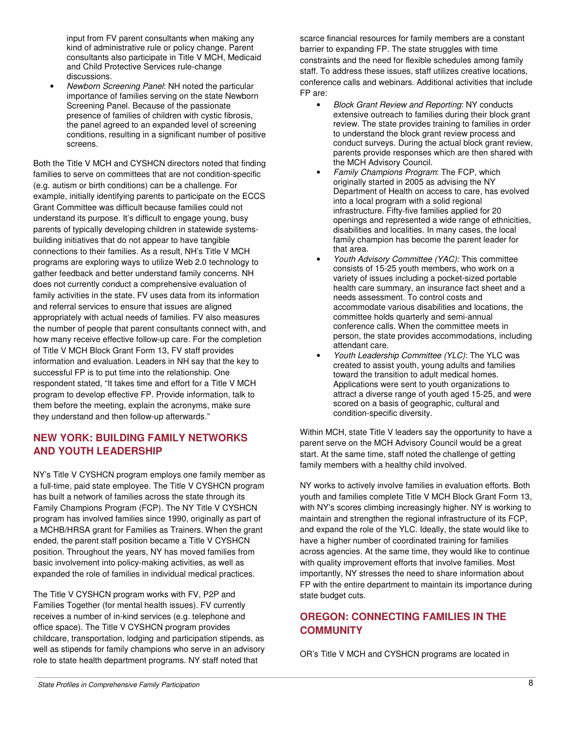input from FV parent consultants when making any kind of administrative rule or policy change. Parent consultants also participate in Title V MCH, Medicaid and Child Protective Services rule-change discussions.

- *Newborn Screening Panel*: NH noted the particular importance of families serving on the state Newborn Screening Panel. Because of the passionate presence of families of children with cystic fibrosis, the panel agreed to an expanded level of screening conditions, resulting in a significant number of positive screens.

Both the Title V MCH and CYSHCN directors noted that finding families to serve on committees that are not condition-specific (e.g. autism or birth conditions) can be a challenge. For example, initially identifying parents to participate on the ECCS Grant Committee was difficult because families could not understand its purpose. It's difficult to engage young, busy parents of typically developing children in statewide systems-building initiatives that do not appear to have tangible connections to their families. As a result, NH's Title V MCH programs are exploring ways to utilize Web 2.0 technology to gather feedback and better understand family concerns. NH does not currently conduct a comprehensive evaluation of family activities in the state. FV uses data from its information and referral services to ensure that issues are aligned appropriately with actual needs of families. FV also measures the number of people that parent consultants connect with, and how many receive effective follow-up care. For the completion of Title V MCH Block Grant Form 13, FV staff provides information and evaluation. Leaders in NH say that the key to successful FP is to put time into the relationship. One respondent stated, "It takes time and effort for a Title V MCH program to develop effective FP. Provide information, talk to them before the meeting, explain the acronyms, make sure they understand and then follow-up afterwards."

## NEW YORK: BUILDING FAMILY NETWORKS AND YOUTH LEADERSHIP

NY's Title V CYSHCN program employs one family member as a full-time, paid state employee. The Title V CYSHCN program has built a network of families across the state through its Family Champions Program (FCP). The NY Title V CYSHCN program has involved families since 1990, originally as part of a MCHB/HRSA grant for Families as Trainers. When the grant ended, the parent staff position became a Title V CYSHCN position. Throughout the years, NY has moved families from basic involvement into policy-making activities, as well as expanded the role of families in individual medical practices.

The Title V CYSHCN program works with FV, P2P and Families Together (for mental health issues). FV currently receives a number of in-kind services (e.g. telephone and office space). The Title V CYSHCN program provides childcare, transportation, lodging and participation stipends, as well as stipends for family champions who serve in an advisory role to state health department programs. NY staff noted that scarce financial resources for family members are a constant barrier to expanding FP. The state struggles with time constraints and the need for flexible schedules among family staff. To address these issues, staff utilizes creative locations, conference calls and webinars. Additional activities that include FP are:

- *Block Grant Review and Reporting*: NY conducts extensive outreach to families during their block grant review. The state provides training to families in order to understand the block grant review process and conduct surveys. During the actual block grant review, parents provide responses which are then shared with the MCH Advisory Council.
- *Family Champions Program*: The FCP, which originally started in 2005 as advising the NY Department of Health on access to care, has evolved into a local program with a solid regional infrastructure. Fifty-five families applied for 20 openings and represented a wide range of ethnicities, disabilities and localities. In many cases, the local family champion has become the parent leader for that area.
- *Youth Advisory Committee (YAC)*: This committee consists of 15-25 youth members, who work on a variety of issues including a pocket-sized portable health care summary, an insurance fact sheet and a needs assessment. To control costs and accommodate various disabilities and locations, the committee holds quarterly and semi-annual conference calls. When the committee meets in person, the state provides accommodations, including attendant care.
- *Youth Leadership Committee (YLC)*: The YLC was created to assist youth, young adults and families toward the transition to adult medical homes. Applications were sent to youth organizations to attract a diverse range of youth aged 15-25, and were scored on a basis of geographic, cultural and condition-specific diversity.

Within MCH, state Title V leaders say the opportunity to have a parent serve on the MCH Advisory Council would be a great start. At the same time, staff noted the challenge of getting family members with a healthy child involved.

NY works to actively involve families in evaluation efforts. Both youth and families complete Title V MCH Block Grant Form 13, with NY's scores climbing increasingly higher. NY is working to maintain and strengthen the regional infrastructure of its FCP, and expand the role of the YLC. Ideally, the state would like to have a higher number of coordinated training for families across agencies. At the same time, they would like to continue with quality improvement efforts that involve families. Most importantly, NY stresses the need to share information about FP with the entire department to maintain its importance during state budget cuts.

## OREGON: CONNECTING FAMILIES IN THE COMMUNITY

OR's Title V MCH and CYSHCN programs are located in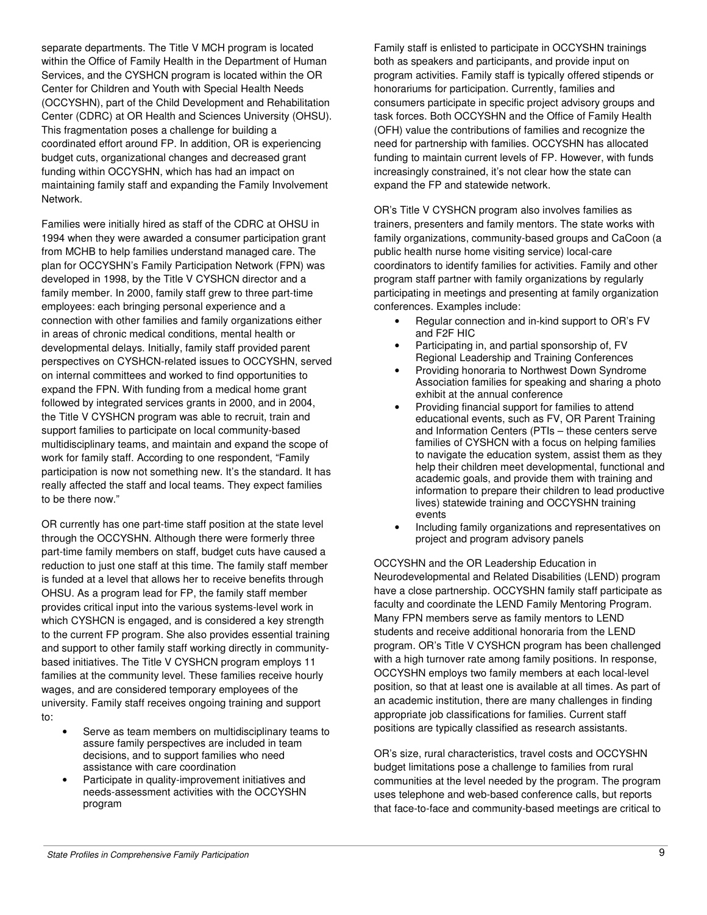separate departments. The Title V MCH program is located within the Office of Family Health in the Department of Human Services, and the CYSHCN program is located within the OR Center for Children and Youth with Special Health Needs (OCCYSHN), part of the Child Development and Rehabilitation Center (CDRC) at OR Health and Sciences University (OHSU). This fragmentation poses a challenge for building a coordinated effort around FP. In addition, OR is experiencing budget cuts, organizational changes and decreased grant funding within OCCYSHN, which has had an impact on maintaining family staff and expanding the Family Involvement Network.

Families were initially hired as staff of the CDRC at OHSU in 1994 when they were awarded a consumer participation grant from MCHB to help families understand managed care. The plan for OCCYSHN's Family Participation Network (FPN) was developed in 1998, by the Title V CYSHCN director and a family member. In 2000, family staff grew to three part-time employees: each bringing personal experience and a connection with other families and family organizations either in areas of chronic medical conditions, mental health or developmental delays. Initially, family staff provided parent perspectives on CYSHCN-related issues to OCCYSHN, served on internal committees and worked to find opportunities to expand the FPN. With funding from a medical home grant followed by integrated services grants in 2000, and in 2004, the Title V CYSHCN program was able to recruit, train and support families to participate on local community-based multidisciplinary teams, and maintain and expand the scope of work for family staff. According to one respondent, "Family participation is now not something new. It's the standard. It has really affected the staff and local teams. They expect families to be there now."

OR currently has one part-time staff position at the state level through the OCCYSHN. Although there were formerly three part-time family members on staff, budget cuts have caused a reduction to just one staff at this time. The family staff member is funded at a level that allows her to receive benefits through OHSU. As a program lead for FP, the family staff member provides critical input into the various systems-level work in which CYSHCN is engaged, and is considered a key strength to the current FP program. She also provides essential training and support to other family staff working directly in community-based initiatives. The Title V CYSHCN program employs 11 families at the community level. These families receive hourly wages, and are considered temporary employees of the university. Family staff receives ongoing training and support to:

- Serve as team members on multidisciplinary teams to assure family perspectives are included in team decisions, and to support families who need assistance with care coordination
- Participate in quality-improvement initiatives and needs-assessment activities with the OCCYSHN program

Family staff is enlisted to participate in OCCYSHN trainings both as speakers and participants, and provide input on program activities. Family staff is typically offered stipends or honorariums for participation. Currently, families and consumers participate in specific project advisory groups and task forces. Both OCCYSHN and the Office of Family Health (OFH) value the contributions of families and recognize the need for partnership with families. OCCYSHN has allocated funding to maintain current levels of FP. However, with funds increasingly constrained, it's not clear how the state can expand the FP and statewide network.

OR's Title V CYSHCN program also involves families as trainers, presenters and family mentors. The state works with family organizations, community-based groups and CaCoon (a public health nurse home visiting service) local-care coordinators to identify families for activities. Family and other program staff partner with family organizations by regularly participating in meetings and presenting at family organization conferences. Examples include:

- Regular connection and in-kind support to OR's FV and F2F HIC
- Participating in, and partial sponsorship of, FV Regional Leadership and Training Conferences
- Providing honoraria to Northwest Down Syndrome Association families for speaking and sharing a photo exhibit at the annual conference
- Providing financial support for families to attend educational events, such as FV, OR Parent Training and Information Centers (PTIs – these centers serve families of CYSHCN with a focus on helping families to navigate the education system, assist them as they help their children meet developmental, functional and academic goals, and provide them with training and information to prepare their children to lead productive lives) statewide training and OCCYSHN training events
- Including family organizations and representatives on project and program advisory panels

OCCYSHN and the OR Leadership Education in Neurodevelopmental and Related Disabilities (LEND) program have a close partnership. OCCYSHN family staff participate as faculty and coordinate the LEND Family Mentoring Program. Many FPN members serve as family mentors to LEND students and receive additional honoraria from the LEND program. OR's Title V CYSHCN program has been challenged with a high turnover rate among family positions. In response, OCCYSHN employs two family members at each local-level position, so that at least one is available at all times. As part of an academic institution, there are many challenges in finding appropriate job classifications for families. Current staff positions are typically classified as research assistants.

OR's size, rural characteristics, travel costs and OCCYSHN budget limitations pose a challenge to families from rural communities at the level needed by the program. The program uses telephone and web-based conference calls, but reports that face-to-face and community-based meetings are critical to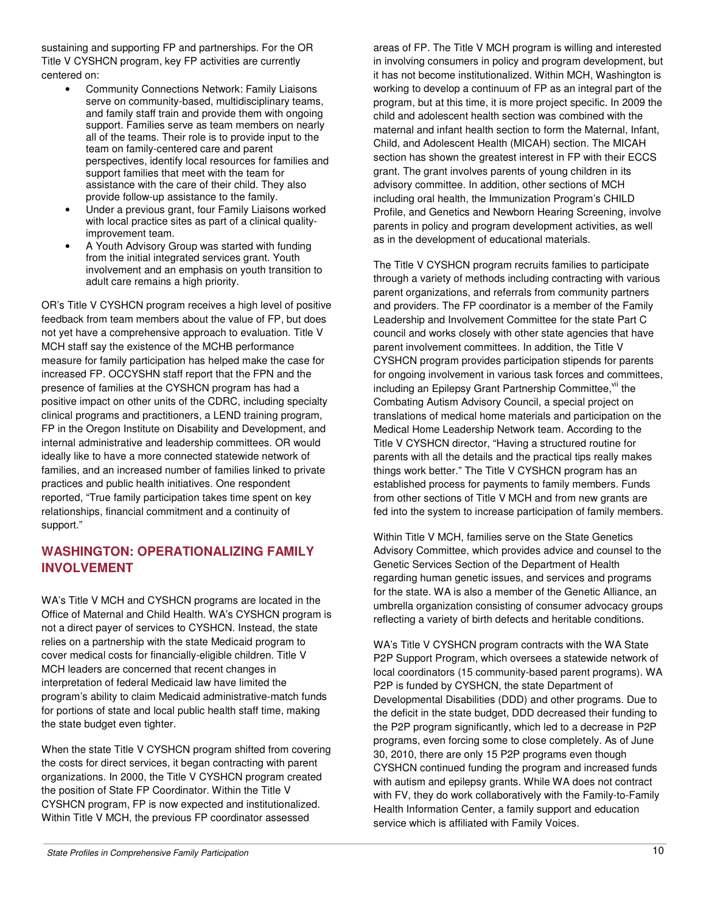sustaining and supporting FP and partnerships. For the OR Title V CYSHCN program, key FP activities are currently centered on:

- Community Connections Network: Family Liaisons serve on community-based, multidisciplinary teams, and family staff train and provide them with ongoing support. Families serve as team members on nearly all of the teams. Their role is to provide input to the team on family-centered care and parent perspectives, identify local resources for families and support families that meet with the team for assistance with the care of their child. They also provide follow-up assistance to the family.
- Under a previous grant, four Family Liaisons worked with local practice sites as part of a clinical quality-improvement team.
- A Youth Advisory Group was started with funding from the initial integrated services grant. Youth involvement and an emphasis on youth transition to adult care remains a high priority.

OR's Title V CYSHCN program receives a high level of positive feedback from team members about the value of FP, but does not yet have a comprehensive approach to evaluation. Title V MCH staff say the existence of the MCHB performance measure for family participation has helped make the case for increased FP. OCCYSHN staff report that the FPN and the presence of families at the CYSHCN program has had a positive impact on other units of the CDRC, including specialty clinical programs and practitioners, a LEND training program, FP in the Oregon Institute on Disability and Development, and internal administrative and leadership committees. OR would ideally like to have a more connected statewide network of families, and an increased number of families linked to private practices and public health initiatives. One respondent reported, "True family participation takes time spent on key relationships, financial commitment and a continuity of support."

## WASHINGTON: OPERATIONALIZING FAMILY INVOLVEMENT

WA's Title V MCH and CYSHCN programs are located in the Office of Maternal and Child Health. WA's CYSHCN program is not a direct payer of services to CYSHCN. Instead, the state relies on a partnership with the state Medicaid program to cover medical costs for financially-eligible children. Title V MCH leaders are concerned that recent changes in interpretation of federal Medicaid law have limited the program's ability to claim Medicaid administrative-match funds for portions of state and local public health staff time, making the state budget even tighter.

When the state Title V CYSHCN program shifted from covering the costs for direct services, it began contracting with parent organizations. In 2000, the Title V CYSHCN program created the position of State FP Coordinator. Within the Title V CYSHCN program, FP is now expected and institutionalized. Within Title V MCH, the previous FP coordinator assessed areas of FP. The Title V MCH program is willing and interested in involving consumers in policy and program development, but it has not become institutionalized. Within MCH, Washington is working to develop a continuum of FP as an integral part of the program, but at this time, it is more project specific. In 2009 the child and adolescent health section was combined with the maternal and infant health section to form the Maternal, Infant, Child, and Adolescent Health (MICAH) section. The MICAH section has shown the greatest interest in FP with their ECCS grant. The grant involves parents of young children in its advisory committee. In addition, other sections of MCH including oral health, the Immunization Program's CHILD Profile, and Genetics and Newborn Hearing Screening, involve parents in policy and program development activities, as well as in the development of educational materials.

The Title V CYSHCN program recruits families to participate through a variety of methods including contracting with various parent organizations, and referrals from community partners and providers. The FP coordinator is a member of the Family Leadership and Involvement Committee for the state Part C council and works closely with other state agencies that have parent involvement committees. In addition, the Title V CYSHCN program provides participation stipends for parents for ongoing involvement in various task forces and committees, including an Epilepsy Grant Partnership Committee,[vii] the Combating Autism Advisory Council, a special project on translations of medical home materials and participation on the Medical Home Leadership Network team. According to the Title V CYSHCN director, "Having a structured routine for parents with all the details and the practical tips really makes things work better." The Title V CYSHCN program has an established process for payments to family members. Funds from other sections of Title V MCH and from new grants are fed into the system to increase participation of family members.

Within Title V MCH, families serve on the State Genetics Advisory Committee, which provides advice and counsel to the Genetic Services Section of the Department of Health regarding human genetic issues, and services and programs for the state. WA is also a member of the Genetic Alliance, an umbrella organization consisting of consumer advocacy groups reflecting a variety of birth defects and heritable conditions.

WA's Title V CYSHCN program contracts with the WA State P2P Support Program, which oversees a statewide network of local coordinators (15 community-based parent programs). WA P2P is funded by CYSHCN, the state Department of Developmental Disabilities (DDD) and other programs. Due to the deficit in the state budget, DDD decreased their funding to the P2P program significantly, which led to a decrease in P2P programs, even forcing some to close completely. As of June 30, 2010, there are only 15 P2P programs even though CYSHCN continued funding the program and increased funds with autism and epilepsy grants. While WA does not contract with FV, they do work collaboratively with the Family-to-Family Health Information Center, a family support and education service which is affiliated with Family Voices.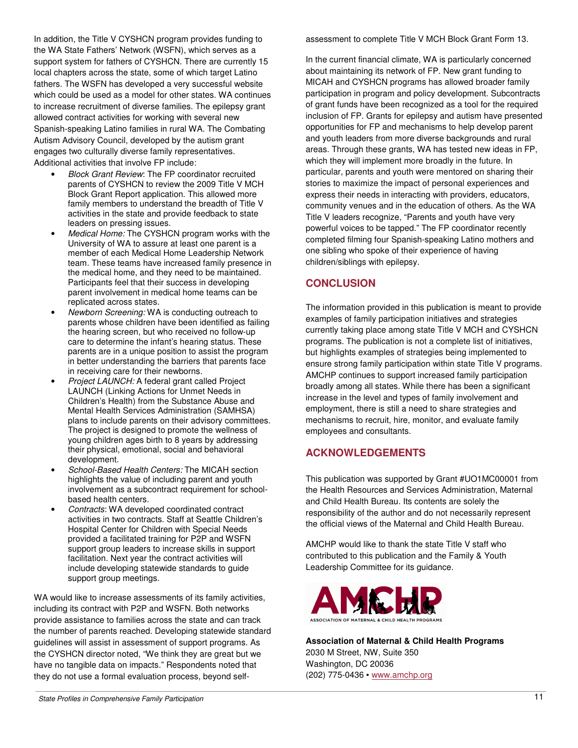In addition, the Title V CYSHCN program provides funding to the WA State Fathers' Network (WSFN), which serves as a support system for fathers of CYSHCN. There are currently 15 local chapters across the state, some of which target Latino fathers. The WSFN has developed a very successful website which could be used as a model for other states. WA continues to increase recruitment of diverse families. The epilepsy grant allowed contract activities for working with several new Spanish-speaking Latino families in rural WA. The Combating Autism Advisory Council, developed by the autism grant engages two culturally diverse family representatives. Additional activities that involve FP include:

- *Block Grant Review*: The FP coordinator recruited parents of CYSHCN to review the 2009 Title V MCH Block Grant Report application. This allowed more family members to understand the breadth of Title V activities in the state and provide feedback to state leaders on pressing issues.
- *Medical Home:* The CYSHCN program works with the University of WA to assure at least one parent is a member of each Medical Home Leadership Network team. These teams have increased family presence in the medical home, and they need to be maintained. Participants feel that their success in developing parent involvement in medical home teams can be replicated across states.
- *Newborn Screening:* WA is conducting outreach to parents whose children have been identified as failing the hearing screen, but who received no follow-up care to determine the infant's hearing status. These parents are in a unique position to assist the program in better understanding the barriers that parents face in receiving care for their newborns.
- *Project LAUNCH:* A federal grant called Project LAUNCH (Linking Actions for Unmet Needs in Children's Health) from the Substance Abuse and Mental Health Services Administration (SAMHSA) plans to include parents on their advisory committees. The project is designed to promote the wellness of young children ages birth to 8 years by addressing their physical, emotional, social and behavioral development.
- *School-Based Health Centers:* The MICAH section highlights the value of including parent and youth involvement as a subcontract requirement for school-based health centers.
- *Contracts*: WA developed coordinated contract activities in two contracts. Staff at Seattle Children's Hospital Center for Children with Special Needs provided a facilitated training for P2P and WSFN support group leaders to increase skills in support facilitation. Next year the contract activities will include developing statewide standards to guide support group meetings.

WA would like to increase assessments of its family activities, including its contract with P2P and WSFN. Both networks provide assistance to families across the state and can track the number of parents reached. Developing statewide standard guidelines will assist in assessment of support programs. As the CYSHCN director noted, "We think they are great but we have no tangible data on impacts." Respondents noted that they do not use a formal evaluation process, beyond self-assessment to complete Title V MCH Block Grant Form 13.

In the current financial climate, WA is particularly concerned about maintaining its network of FP. New grant funding to MICAH and CYSHCN programs has allowed broader family participation in program and policy development. Subcontracts of grant funds have been recognized as a tool for the required inclusion of FP. Grants for epilepsy and autism have presented opportunities for FP and mechanisms to help develop parent and youth leaders from more diverse backgrounds and rural areas. Through these grants, WA has tested new ideas in FP, which they will implement more broadly in the future. In particular, parents and youth were mentored on sharing their stories to maximize the impact of personal experiences and express their needs in interacting with providers, educators, community venues and in the education of others. As the WA Title V leaders recognize, "Parents and youth have very powerful voices to be tapped." The FP coordinator recently completed filming four Spanish-speaking Latino mothers and one sibling who spoke of their experience of having children/siblings with epilepsy.

## CONCLUSION

The information provided in this publication is meant to provide examples of family participation initiatives and strategies currently taking place among state Title V MCH and CYSHCN programs. The publication is not a complete list of initiatives, but highlights examples of strategies being implemented to ensure strong family participation within state Title V programs. AMCHP continues to support increased family participation broadly among all states. While there has been a significant increase in the level and types of family involvement and employment, there is still a need to share strategies and mechanisms to recruit, hire, monitor, and evaluate family employees and consultants.

## ACKNOWLEDGEMENTS

This publication was supported by Grant #UO1MC00001 from the Health Resources and Services Administration, Maternal and Child Health Bureau. Its contents are solely the responsibility of the author and do not necessarily represent the official views of the Maternal and Child Health Bureau.

AMCHP would like to thank the state Title V staff who contributed to this publication and the Family & Youth Leadership Committee for its guidance.

AMCHP
ASSOCIATION OF MATERNAL & CHILD HEALTH PROGRAMS

**Association of Maternal & Child Health Programs**
2030 M Street, NW, Suite 350
Washington, DC 20036
(202) 775-0436 ▪ www.amchp.org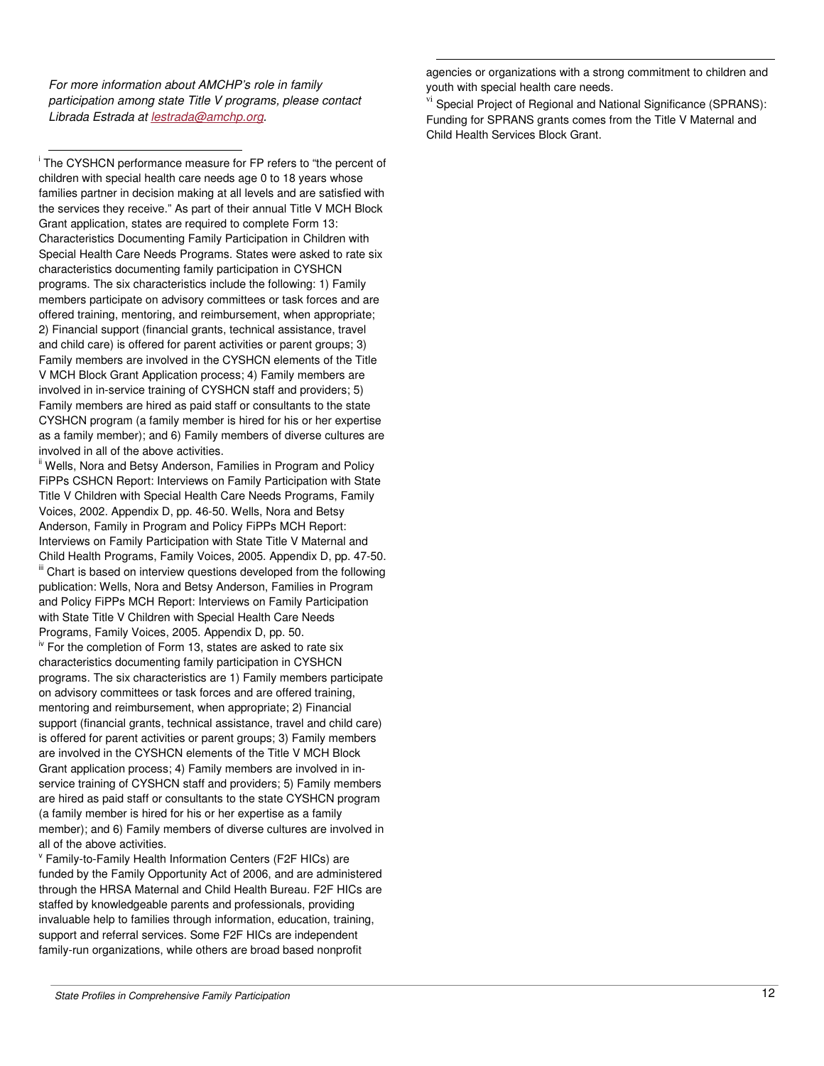*For more information about AMCHP's role in family participation among state Title V programs, please contact Librada Estrada at [lestrada@amchp.org](mailto:lestrada@amchp.org).*

---

[i] The CYSHCN performance measure for FP refers to "the percent of children with special health care needs age 0 to 18 years whose families partner in decision making at all levels and are satisfied with the services they receive." As part of their annual Title V MCH Block Grant application, states are required to complete Form 13: Characteristics Documenting Family Participation in Children with Special Health Care Needs Programs. States were asked to rate six characteristics documenting family participation in CYSHCN programs. The six characteristics include the following: 1) Family members participate on advisory committees or task forces and are offered training, mentoring, and reimbursement, when appropriate; 2) Financial support (financial grants, technical assistance, travel and child care) is offered for parent activities or parent groups; 3) Family members are involved in the CYSHCN elements of the Title V MCH Block Grant Application process; 4) Family members are involved in in-service training of CYSHCN staff and providers; 5) Family members are hired as paid staff or consultants to the state CYSHCN program (a family member is hired for his or her expertise as a family member); and 6) Family members of diverse cultures are involved in all of the above activities.

[ii] Wells, Nora and Betsy Anderson, Families in Program and Policy FiPPs CSHCN Report: Interviews on Family Participation with State Title V Children with Special Health Care Needs Programs, Family Voices, 2002. Appendix D, pp. 46-50. Wells, Nora and Betsy Anderson, Family in Program and Policy FiPPs MCH Report: Interviews on Family Participation with State Title V Maternal and Child Health Programs, Family Voices, 2005. Appendix D, pp. 47-50.

[iii] Chart is based on interview questions developed from the following publication: Wells, Nora and Betsy Anderson, Families in Program and Policy FiPPs MCH Report: Interviews on Family Participation with State Title V Children with Special Health Care Needs Programs, Family Voices, 2005. Appendix D, pp. 50.

[iv] For the completion of Form 13, states are asked to rate six characteristics documenting family participation in CYSHCN programs. The six characteristics are 1) Family members participate on advisory committees or task forces and are offered training, mentoring and reimbursement, when appropriate; 2) Financial support (financial grants, technical assistance, travel and child care) is offered for parent activities or parent groups; 3) Family members are involved in the CYSHCN elements of the Title V MCH Block Grant application process; 4) Family members are involved in in-service training of CYSHCN staff and providers; 5) Family members are hired as paid staff or consultants to the state CYSHCN program (a family member is hired for his or her expertise as a family member); and 6) Family members of diverse cultures are involved in all of the above activities.

[v] Family-to-Family Health Information Centers (F2F HICs) are funded by the Family Opportunity Act of 2006, and are administered through the HRSA Maternal and Child Health Bureau. F2F HICs are staffed by knowledgeable parents and professionals, providing invaluable help to families through information, education, training, support and referral services. Some F2F HICs are independent family-run organizations, while others are broad based nonprofit agencies or organizations with a strong commitment to children and youth with special health care needs.

[vi] Special Project of Regional and National Significance (SPRANS): Funding for SPRANS grants comes from the Title V Maternal and Child Health Services Block Grant.